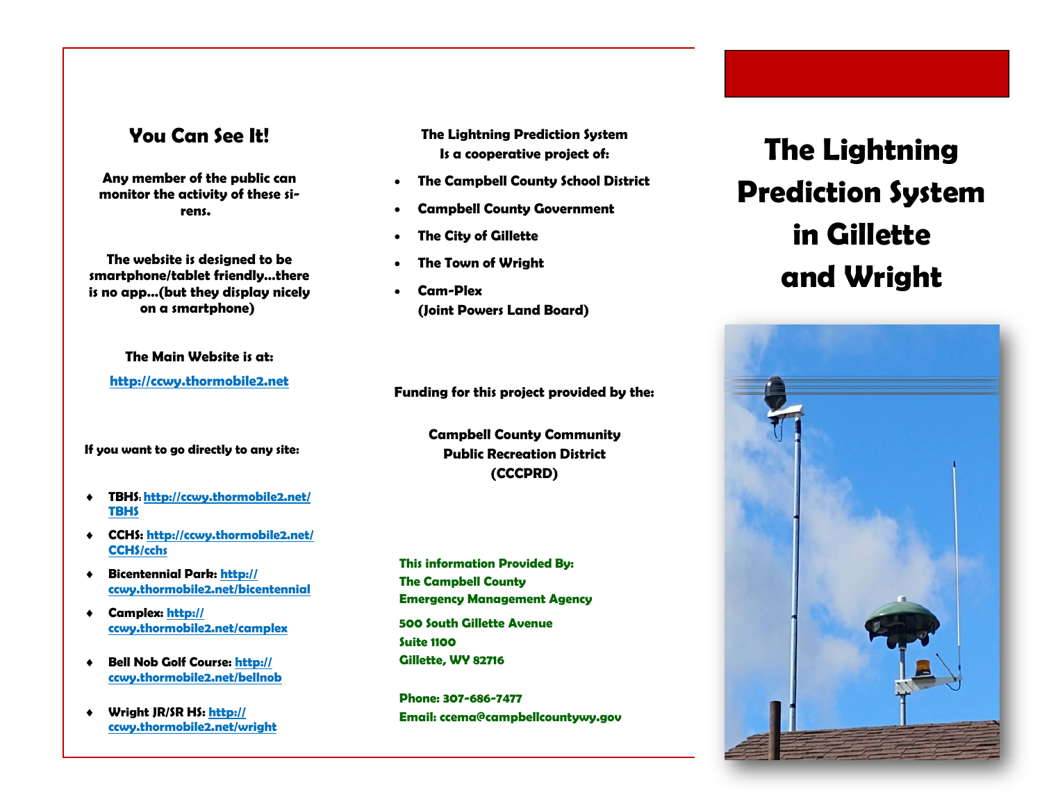## You Can See It!

**Any member of the public can monitor the activity of these sirens.**

**The website is designed to be smartphone/tablet friendly...there is no app...(but they display nicely on a smartphone)**

**The Main Website is at:**

**http://ccwy.thormobile2.net**

**If you want to go directly to any site:**

- **TBHS**: http://ccwy.thormobile2.net/TBHS
- **CCHS:** http://ccwy.thormobile2.net/CCHS/cchs
- **Bicentennial Park:** http://ccwy.thormobile2.net/bicentennial
- **Camplex:** http://ccwy.thormobile2.net/camplex
- **Bell Nob Golf Course:** http://ccwy.thormobile2.net/bellnob
- **Wright JR/SR HS:** http://ccwy.thormobile2.net/wright

**The Lightning Prediction System Is a cooperative project of:**

- **The Campbell County School District**
- **Campbell County Government**
- **The City of Gillette**
- **The Town of Wright**
- **Cam-Plex (Joint Powers Land Board)**

**Funding for this project provided by the:**

**Campbell County Community Public Recreation District (CCCPRD)**

**This information Provided By:**
**The Campbell County**
**Emergency Management Agency**

**500 South Gillette Avenue**
**Suite 1100**
**Gillette, WY 82716**

**Phone: 307-686-7477**
**Email: ccema@campbellcountywy.gov**

# The Lightning Prediction System in Gillette and Wright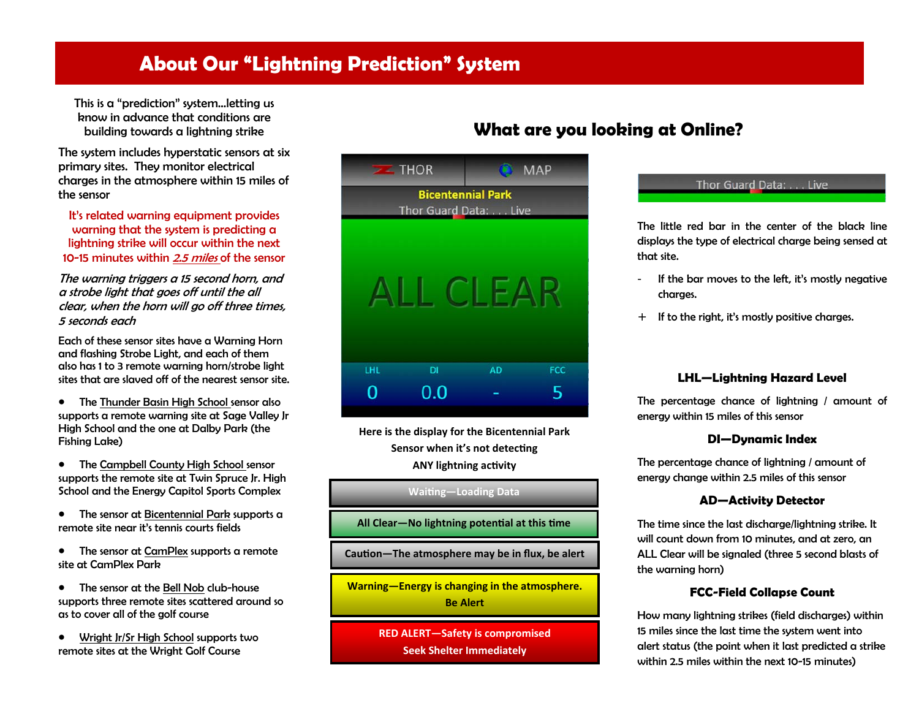# About Our "Lightning Prediction" System

This is a "prediction" system…letting us know in advance that conditions are building towards a lightning strike

The system includes hyperstatic sensors at six primary sites. They monitor electrical charges in the atmosphere within 15 miles of the sensor

It's related warning equipment provides warning that the system is predicting a lightning strike will occur within the next 10-15 minutes within *2.5 miles* of the sensor

*The warning triggers a 15 second horn, and a strobe light that goes off until the all clear, when the horn will go off three times, 5 seconds each*

Each of these sensor sites have a Warning Horn and flashing Strobe Light, and each of them also has 1 to 3 remote warning horn/strobe light sites that are slaved off of the nearest sensor site.

- The Thunder Basin High School sensor also supports a remote warning site at Sage Valley Jr High School and the one at Dalby Park (the Fishing Lake)
- The Campbell County High School sensor supports the remote site at Twin Spruce Jr. High School and the Energy Capitol Sports Complex
- The sensor at Bicentennial Park supports a remote site near it's tennis courts fields
- The sensor at CamPlex supports a remote site at CamPlex Park
- The sensor at the Bell Nob club-house supports three remote sites scattered around so as to cover all of the golf course
- Wright Jr/Sr High School supports two remote sites at the Wright Golf Course

## What are you looking at Online?

THOR
MAP
Bicentennial Park
Thor Guard Data: . . . Live
ALL CLEAR
LHL 0
DI 0.0
AD -
FCC 5

Here is the display for the Bicentennial Park Sensor when it's not detecting ANY lightning activity

- Waiting—Loading Data
- All Clear—No lightning potential at this time
- Caution—The atmosphere may be in flux, be alert
- Warning—Energy is changing in the atmosphere. Be Alert
- RED ALERT—Safety is compromised Seek Shelter Immediately

Thor Guard Data: . . . Live

The little red bar in the center of the black line displays the type of electrical charge being sensed at that site.

- If the bar moves to the left, it's mostly negative charges.

+ If to the right, it's mostly positive charges.

### LHL—Lightning Hazard Level

The percentage chance of lightning / amount of energy within 15 miles of this sensor

### DI—Dynamic Index

The percentage chance of lightning / amount of energy change within 2.5 miles of this sensor

### AD—Activity Detector

The time since the last discharge/lightning strike. It will count down from 10 minutes, and at zero, an ALL Clear will be signaled (three 5 second blasts of the warning horn)

### FCC-Field Collapse Count

How many lightning strikes (field discharges) within 15 miles since the last time the system went into alert status (the point when it last predicted a strike within 2.5 miles within the next 10-15 minutes)